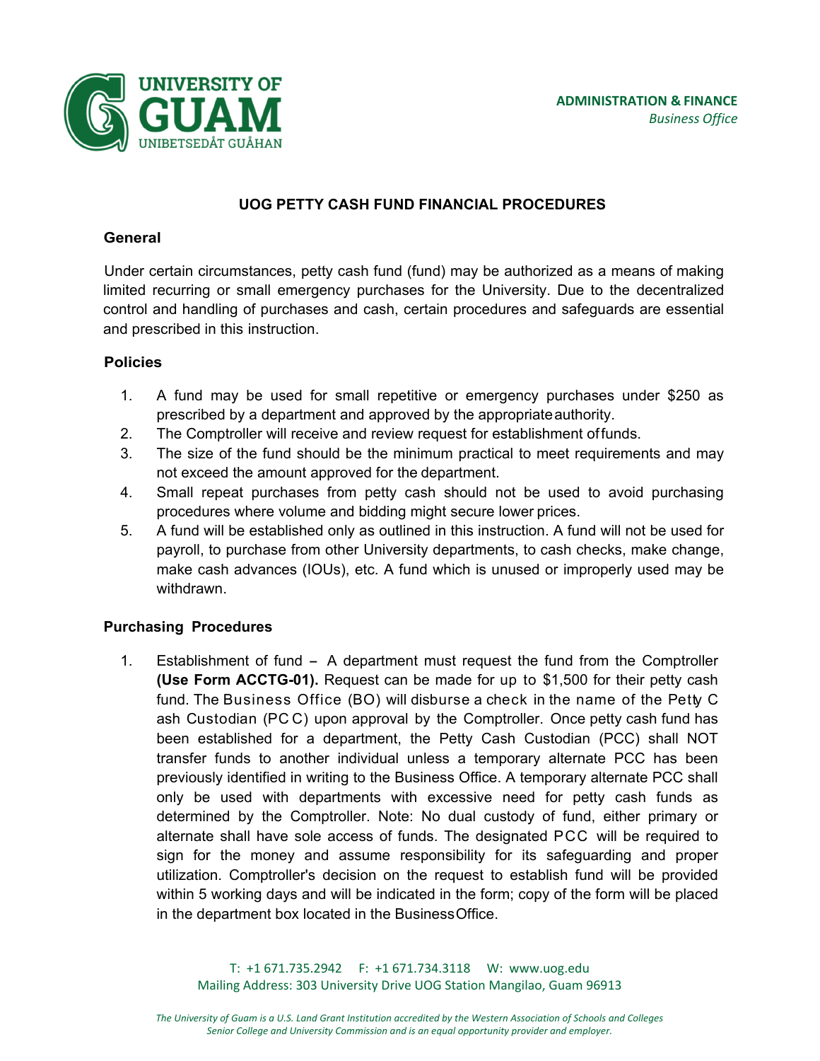**ADMINISTRATION & FINANCE**
*Business Office*

# UOG PETTY CASH FUND FINANCIAL PROCEDURES

## General

Under certain circumstances, petty cash fund (fund) may be authorized as a means of making limited recurring or small emergency purchases for the University. Due to the decentralized control and handling of purchases and cash, certain procedures and safeguards are essential and prescribed in this instruction.

## Policies

1. A fund may be used for small repetitive or emergency purchases under $250 as prescribed by a department and approved by the appropriate authority.
2. The Comptroller will receive and review request for establishment of funds.
3. The size of the fund should be the minimum practical to meet requirements and may not exceed the amount approved for the department.
4. Small repeat purchases from petty cash should not be used to avoid purchasing procedures where volume and bidding might secure lower prices.
5. A fund will be established only as outlined in this instruction. A fund will not be used for payroll, to purchase from other University departments, to cash checks, make change, make cash advances (IOUs), etc. A fund which is unused or improperly used may be withdrawn.

## Purchasing Procedures

1. Establishment of fund – A department must request the fund from the Comptroller **(Use Form ACCTG-01).** Request can be made for up to $1,500 for their petty cash fund. The Business Office (BO) will disburse a check in the name of the Petty Cash Custodian (PCC) upon approval by the Comptroller. Once petty cash fund has been established for a department, the Petty Cash Custodian (PCC) shall NOT transfer funds to another individual unless a temporary alternate PCC has been previously identified in writing to the Business Office. A temporary alternate PCC shall only be used with departments with excessive need for petty cash funds as determined by the Comptroller. Note: No dual custody of fund, either primary or alternate shall have sole access of funds. The designated PCC will be required to sign for the money and assume responsibility for its safeguarding and proper utilization. Comptroller's decision on the request to establish fund will be provided within 5 working days and will be indicated in the form; copy of the form will be placed in the department box located in the Business Office.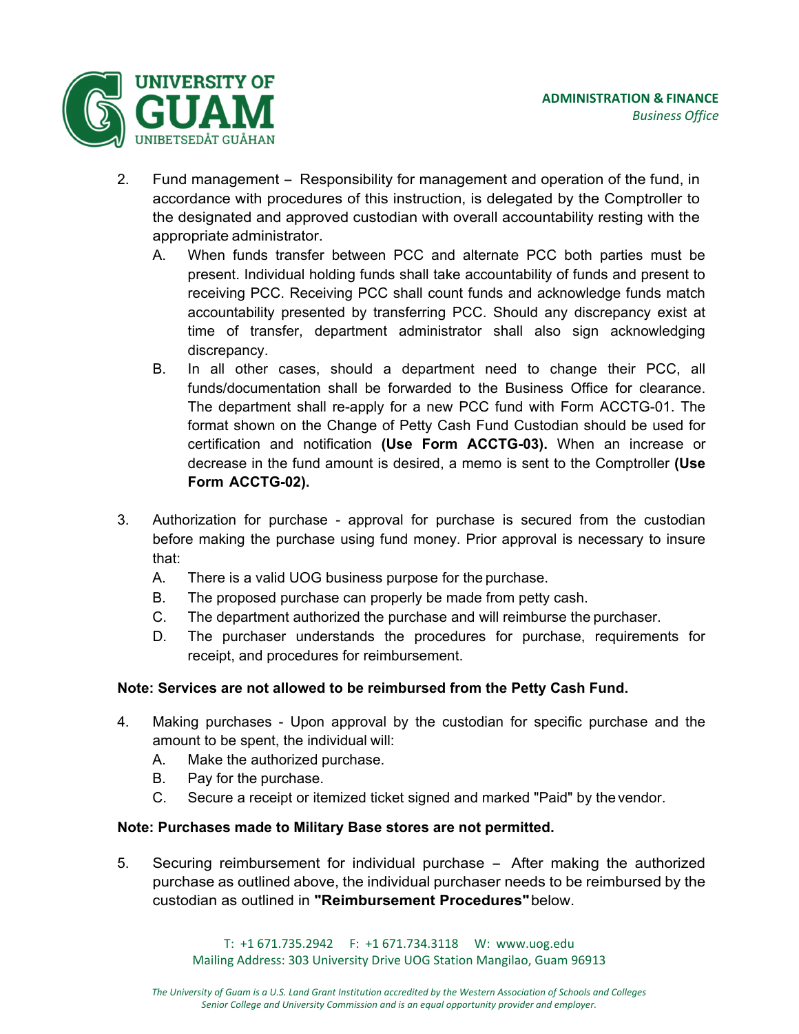2. Fund management – Responsibility for management and operation of the fund, in accordance with procedures of this instruction, is delegated by the Comptroller to the designated and approved custodian with overall accountability resting with the appropriate administrator.
   A. When funds transfer between PCC and alternate PCC both parties must be present. Individual holding funds shall take accountability of funds and present to receiving PCC. Receiving PCC shall count funds and acknowledge funds match accountability presented by transferring PCC. Should any discrepancy exist at time of transfer, department administrator shall also sign acknowledging discrepancy.
   B. In all other cases, should a department need to change their PCC, all funds/documentation shall be forwarded to the Business Office for clearance. The department shall re-apply for a new PCC fund with Form ACCTG-01. The format shown on the Change of Petty Cash Fund Custodian should be used for certification and notification **(Use Form ACCTG-03).** When an increase or decrease in the fund amount is desired, a memo is sent to the Comptroller **(Use Form ACCTG-02).**

3. Authorization for purchase - approval for purchase is secured from the custodian before making the purchase using fund money. Prior approval is necessary to insure that:
   A. There is a valid UOG business purpose for the purchase.
   B. The proposed purchase can properly be made from petty cash.
   C. The department authorized the purchase and will reimburse the purchaser.
   D. The purchaser understands the procedures for purchase, requirements for receipt, and procedures for reimbursement.

**Note: Services are not allowed to be reimbursed from the Petty Cash Fund.**

4. Making purchases - Upon approval by the custodian for specific purchase and the amount to be spent, the individual will:
   A. Make the authorized purchase.
   B. Pay for the purchase.
   C. Secure a receipt or itemized ticket signed and marked "Paid" by the vendor.

**Note: Purchases made to Military Base stores are not permitted.**

5. Securing reimbursement for individual purchase – After making the authorized purchase as outlined above, the individual purchaser needs to be reimbursed by the custodian as outlined in **"Reimbursement Procedures"** below.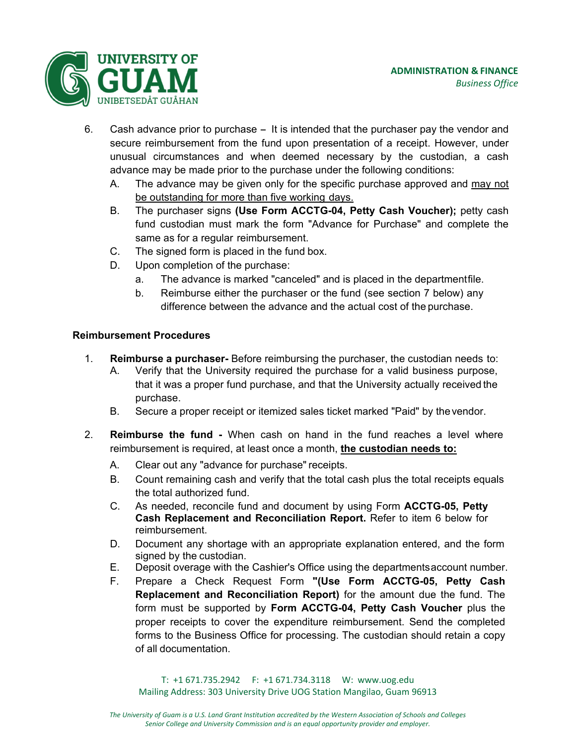6. Cash advance prior to purchase – It is intended that the purchaser pay the vendor and secure reimbursement from the fund upon presentation of a receipt. However, under unusual circumstances and when deemed necessary by the custodian, a cash advance may be made prior to the purchase under the following conditions:
   A. The advance may be given only for the specific purchase approved and <u>may not be outstanding for more than five working days.</u>
   B. The purchaser signs **(Use Form ACCTG-04, Petty Cash Voucher);** petty cash fund custodian must mark the form "Advance for Purchase" and complete the same as for a regular reimbursement.
   C. The signed form is placed in the fund box.
   D. Upon completion of the purchase:
      a. The advance is marked "canceled" and is placed in the department file.
      b. Reimburse either the purchaser or the fund (see section 7 below) any difference between the advance and the actual cost of the purchase.

**Reimbursement Procedures**

1. **Reimburse a purchaser-** Before reimbursing the purchaser, the custodian needs to:
   A. Verify that the University required the purchase for a valid business purpose, that it was a proper fund purchase, and that the University actually received the purchase.
   B. Secure a proper receipt or itemized sales ticket marked "Paid" by the vendor.

2. **Reimburse the fund -** When cash on hand in the fund reaches a level where reimbursement is required, at least once a month, <u>**the custodian needs to:**</u>
   A. Clear out any "advance for purchase" receipts.
   B. Count remaining cash and verify that the total cash plus the total receipts equals the total authorized fund.
   C. As needed, reconcile fund and document by using Form **ACCTG-05, Petty Cash Replacement and Reconciliation Report.** Refer to item 6 below for reimbursement.
   D. Document any shortage with an appropriate explanation entered, and the form signed by the custodian.
   E. Deposit overage with the Cashier's Office using the departments account number.
   F. Prepare a Check Request Form **"(Use Form ACCTG-05, Petty Cash Replacement and Reconciliation Report)** for the amount due the fund. The form must be supported by **Form ACCTG-04, Petty Cash Voucher** plus the proper receipts to cover the expenditure reimbursement. Send the completed forms to the Business Office for processing. The custodian should retain a copy of all documentation.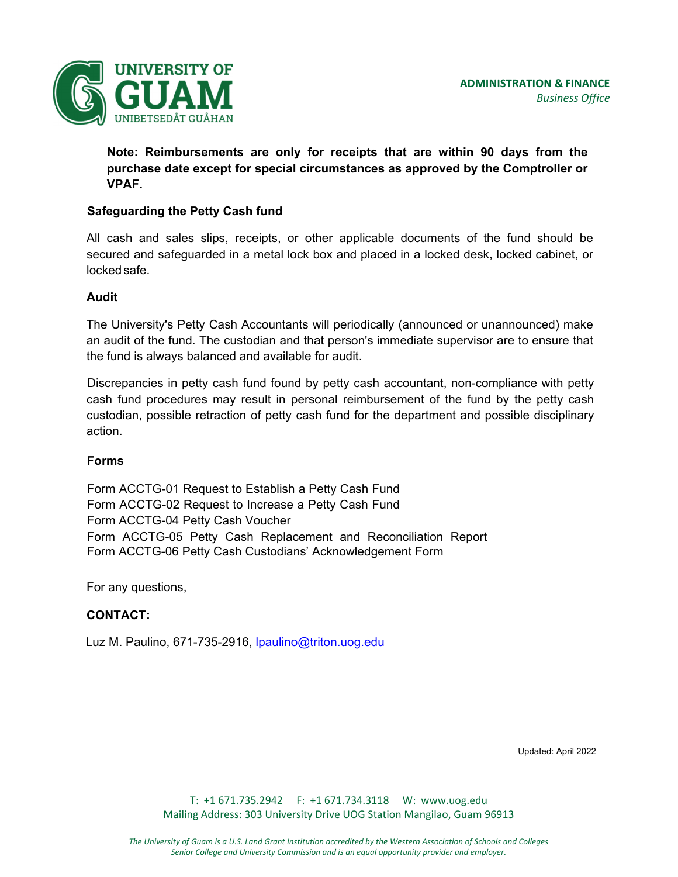**Note: Reimbursements are only for receipts that are within 90 days from the purchase date except for special circumstances as approved by the Comptroller or VPAF.**

### Safeguarding the Petty Cash fund

All cash and sales slips, receipts, or other applicable documents of the fund should be secured and safeguarded in a metal lock box and placed in a locked desk, locked cabinet, or locked safe.

### Audit

The University's Petty Cash Accountants will periodically (announced or unannounced) make an audit of the fund. The custodian and that person's immediate supervisor are to ensure that the fund is always balanced and available for audit.

Discrepancies in petty cash fund found by petty cash accountant, non-compliance with petty cash fund procedures may result in personal reimbursement of the fund by the petty cash custodian, possible retraction of petty cash fund for the department and possible disciplinary action.

### Forms

Form ACCTG-01 Request to Establish a Petty Cash Fund
Form ACCTG-02 Request to Increase a Petty Cash Fund
Form ACCTG-04 Petty Cash Voucher
Form ACCTG-05 Petty Cash Replacement and Reconciliation Report
Form ACCTG-06 Petty Cash Custodians' Acknowledgement Form

For any questions,

### CONTACT:

Luz M. Paulino, 671-735-2916, lpaulino@triton.uog.edu

Updated: April 2022